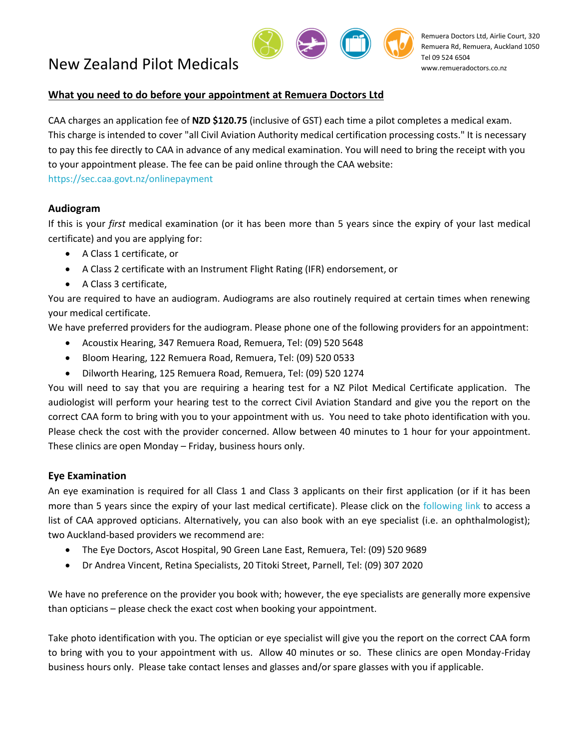# New Zealand Pilot Medicals

Remuera Doctors Ltd, Airlie Court, 320 Remuera Rd, Remuera, Auckland 1050
Tel 09 524 6504
www.remueradoctors.co.nz

## What you need to do before your appointment at Remuera Doctors Ltd

CAA charges an application fee of **NZD $120.75** (inclusive of GST) each time a pilot completes a medical exam. This charge is intended to cover "all Civil Aviation Authority medical certification processing costs." It is necessary to pay this fee directly to CAA in advance of any medical examination. You will need to bring the receipt with you to your appointment please. The fee can be paid online through the CAA website: https://sec.caa.govt.nz/onlinepayment

### Audiogram

If this is your *first* medical examination (or it has been more than 5 years since the expiry of your last medical certificate) and you are applying for:

- A Class 1 certificate, or
- A Class 2 certificate with an Instrument Flight Rating (IFR) endorsement, or
- A Class 3 certificate,

You are required to have an audiogram. Audiograms are also routinely required at certain times when renewing your medical certificate.

We have preferred providers for the audiogram. Please phone one of the following providers for an appointment:

- Acoustix Hearing, 347 Remuera Road, Remuera, Tel: (09) 520 5648
- Bloom Hearing, 122 Remuera Road, Remuera, Tel: (09) 520 0533
- Dilworth Hearing, 125 Remuera Road, Remuera, Tel: (09) 520 1274

You will need to say that you are requiring a hearing test for a NZ Pilot Medical Certificate application. The audiologist will perform your hearing test to the correct Civil Aviation Standard and give you the report on the correct CAA form to bring with you to your appointment with us. You need to take photo identification with you. Please check the cost with the provider concerned. Allow between 40 minutes to 1 hour for your appointment. These clinics are open Monday – Friday, business hours only.

### Eye Examination

An eye examination is required for all Class 1 and Class 3 applicants on their first application (or if it has been more than 5 years since the expiry of your last medical certificate). Please click on the following link to access a list of CAA approved opticians. Alternatively, you can also book with an eye specialist (i.e. an ophthalmologist); two Auckland-based providers we recommend are:

- The Eye Doctors, Ascot Hospital, 90 Green Lane East, Remuera, Tel: (09) 520 9689
- Dr Andrea Vincent, Retina Specialists, 20 Titoki Street, Parnell, Tel: (09) 307 2020

We have no preference on the provider you book with; however, the eye specialists are generally more expensive than opticians – please check the exact cost when booking your appointment.

Take photo identification with you. The optician or eye specialist will give you the report on the correct CAA form to bring with you to your appointment with us. Allow 40 minutes or so. These clinics are open Monday-Friday business hours only. Please take contact lenses and glasses and/or spare glasses with you if applicable.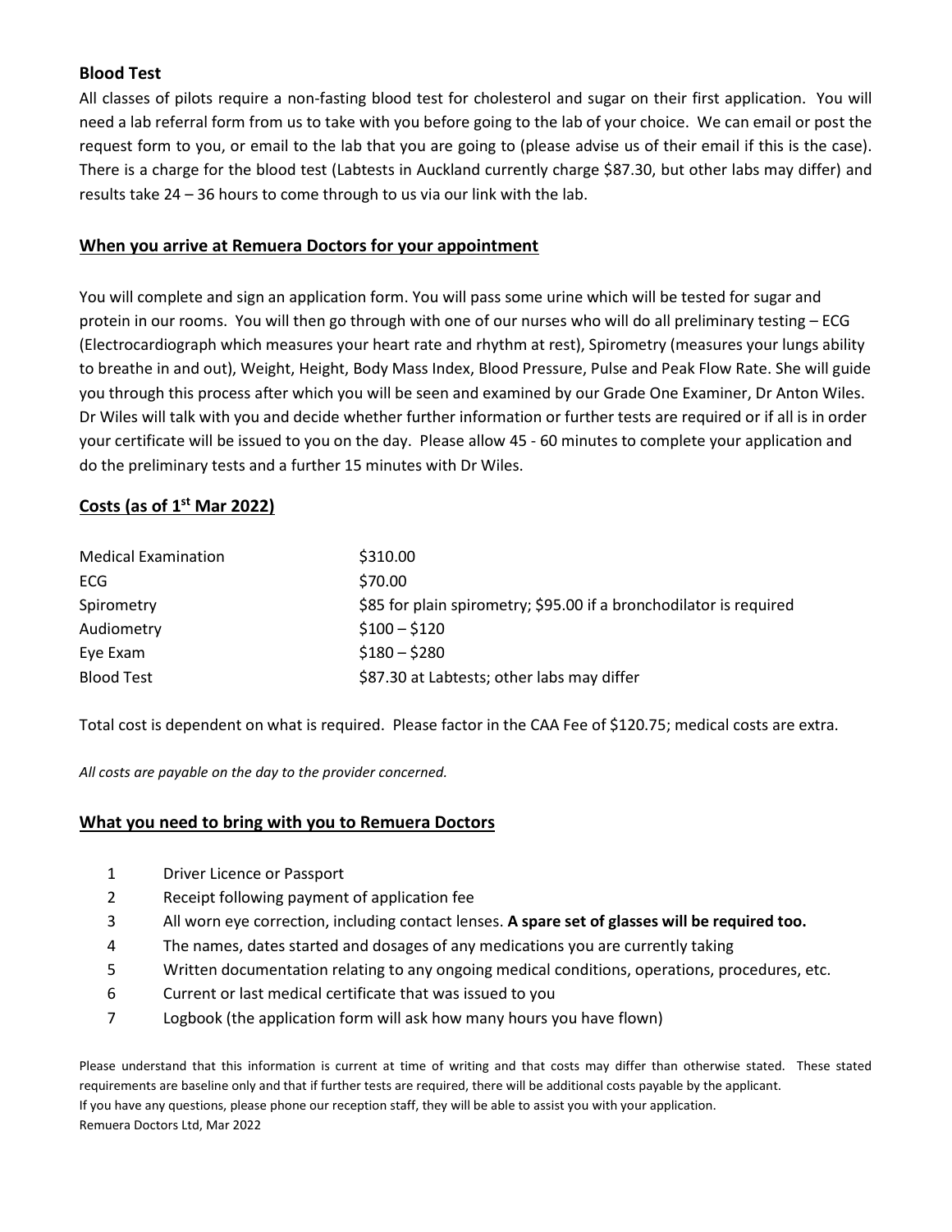**Blood Test**

All classes of pilots require a non-fasting blood test for cholesterol and sugar on their first application. You will need a lab referral form from us to take with you before going to the lab of your choice. We can email or post the request form to you, or email to the lab that you are going to (please advise us of their email if this is the case). There is a charge for the blood test (Labtests in Auckland currently charge $87.30, but other labs may differ) and results take 24 – 36 hours to come through to us via our link with the lab.

## When you arrive at Remuera Doctors for your appointment

You will complete and sign an application form. You will pass some urine which will be tested for sugar and protein in our rooms. You will then go through with one of our nurses who will do all preliminary testing – ECG (Electrocardiograph which measures your heart rate and rhythm at rest), Spirometry (measures your lungs ability to breathe in and out), Weight, Height, Body Mass Index, Blood Pressure, Pulse and Peak Flow Rate. She will guide you through this process after which you will be seen and examined by our Grade One Examiner, Dr Anton Wiles. Dr Wiles will talk with you and decide whether further information or further tests are required or if all is in order your certificate will be issued to you on the day. Please allow 45 - 60 minutes to complete your application and do the preliminary tests and a further 15 minutes with Dr Wiles.

## Costs (as of 1st Mar 2022)

| | |
|---|---|
| Medical Examination | $310.00 |
| ECG | $70.00 |
| Spirometry | $85 for plain spirometry; $95.00 if a bronchodilator is required |
| Audiometry | $100 – $120 |
| Eye Exam | $180 – $280 |
| Blood Test | $87.30 at Labtests; other labs may differ |

Total cost is dependent on what is required. Please factor in the CAA Fee of $120.75; medical costs are extra.

*All costs are payable on the day to the provider concerned.*

## What you need to bring with you to Remuera Doctors

1. Driver Licence or Passport
2. Receipt following payment of application fee
3. All worn eye correction, including contact lenses. **A spare set of glasses will be required too.**
4. The names, dates started and dosages of any medications you are currently taking
5. Written documentation relating to any ongoing medical conditions, operations, procedures, etc.
6. Current or last medical certificate that was issued to you
7. Logbook (the application form will ask how many hours you have flown)

Please understand that this information is current at time of writing and that costs may differ than otherwise stated. These stated requirements are baseline only and that if further tests are required, there will be additional costs payable by the applicant.
If you have any questions, please phone our reception staff, they will be able to assist you with your application.
Remuera Doctors Ltd, Mar 2022